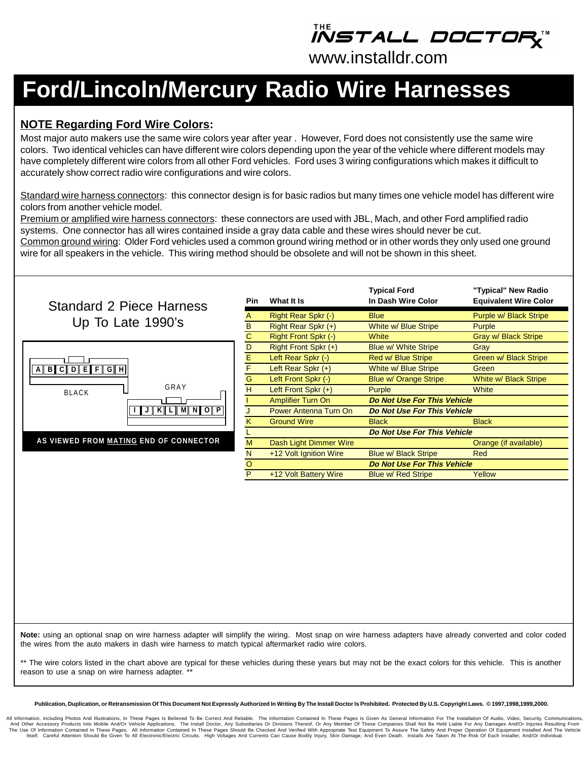THE INSTALL DOCTOR™
www.installdr.com

# Ford/Lincoln/Mercury Radio Wire Harnesses

**NOTE Regarding Ford Wire Colors:**

Most major auto makers use the same wire colors year after year . However, Ford does not consistently use the same wire colors. Two identical vehicles can have different wire colors depending upon the year of the vehicle where different models may have completely different wire colors from all other Ford vehicles. Ford uses 3 wiring configurations which makes it difficult to accurately show correct radio wire configurations and wire colors.

Standard wire harness connectors: this connector design is for basic radios but many times one vehicle model has different wire colors from another vehicle model.
Premium or amplified wire harness connectors: these connectors are used with JBL, Mach, and other Ford amplified radio systems. One connector has all wires contained inside a gray data cable and these wires should never be cut.
Common ground wiring: Older Ford vehicles used a common ground wiring method or in other words they only used one ground wire for all speakers in the vehicle. This wiring method should be obsolete and will not be shown in this sheet.

## Standard 2 Piece Harness Up To Late 1990's

BLACK: A B C D E F G H

GRAY: I J K L M N O P

**AS VIEWED FROM MATING END OF CONNECTOR**

| Pin | What It Is | Typical Ford In Dash Wire Color | "Typical" New Radio Equivalent Wire Color |
|---|---|---|---|
| A | Right Rear Spkr (-) | Blue | Purple w/ Black Stripe |
| B | Right Rear Spkr (+) | White w/ Blue Stripe | Purple |
| C | Right Front Spkr (-) | White | Gray w/ Black Stripe |
| D | Right Front Spkr (+) | Blue w/ White Stripe | Gray |
| E | Left Rear Spkr (-) | Red w/ Blue Stripe | Green w/ Black Stripe |
| F | Left Rear Spkr (+) | White w/ Blue Stripe | Green |
| G | Left Front Spkr (-) | Blue w/ Orange Stripe | White w/ Black Stripe |
| H | Left Front Spkr (+) | Purple | White |
| I | Amplifier Turn On | ***Do Not Use For This Vehicle*** | |
| J | Power Antenna Turn On | ***Do Not Use For This Vehicle*** | |
| K | Ground Wire | Black | Black |
| L | | ***Do Not Use For This Vehicle*** | |
| M | Dash Light Dimmer Wire | | Orange (if available) |
| N | +12 Volt Ignition Wire | Blue w/ Black Stripe | Red |
| O | | ***Do Not Use For This Vehicle*** | |
| P | +12 Volt Battery Wire | Blue w/ Red Stripe | Yellow |

**Note:** using an optional snap on wire harness adapter will simplify the wiring. Most snap on wire harness adapters have already converted and color coded the wires from the auto makers in dash wire harness to match typical aftermarket radio wire colors.

** The wire colors listed in the chart above are typical for these vehicles during these years but may not be the exact colors for this vehicle. This is another reason to use a snap on wire harness adapter. **

**Publication, Duplication, or Retransmission Of This Document Not Expressly Authorized In Writing By The Install Doctor Is Prohibited. Protected By U.S. Copyright Laws. © 1997,1998,1999,2000.**

All Information, Including Photos And Illustrations, In These Pages Is Believed To Be Correct And Reliable. The Information Contained In These Pages Is Given As General Information For The Installation Of Audio, Video, Security, Communications, And Other Accessory Products Into Mobile And/Or Vehicle Applications. The Install Doctor, Any Subsidiaries Or Divisions Thereof, Or Any Member Of These Companies Shall Not Be Held Liable For Any Damages And/Or Injuries Resulting From The Use Of Information Contained In These Pages. All Information Contained In These Pages Should Be Checked And Verified With Appropriate Test Equipment To Assure The Safety And Proper Operation Of Equipment Installed And The Vehicle Itself. Careful Attention Should Be Given To All Electronic/Electric Circuits. High Voltages And Currents Can Cause Bodily Injury, Skin Damage, And Even Death. Installs Are Taken At The Risk Of Each Installer, And/Or Individual.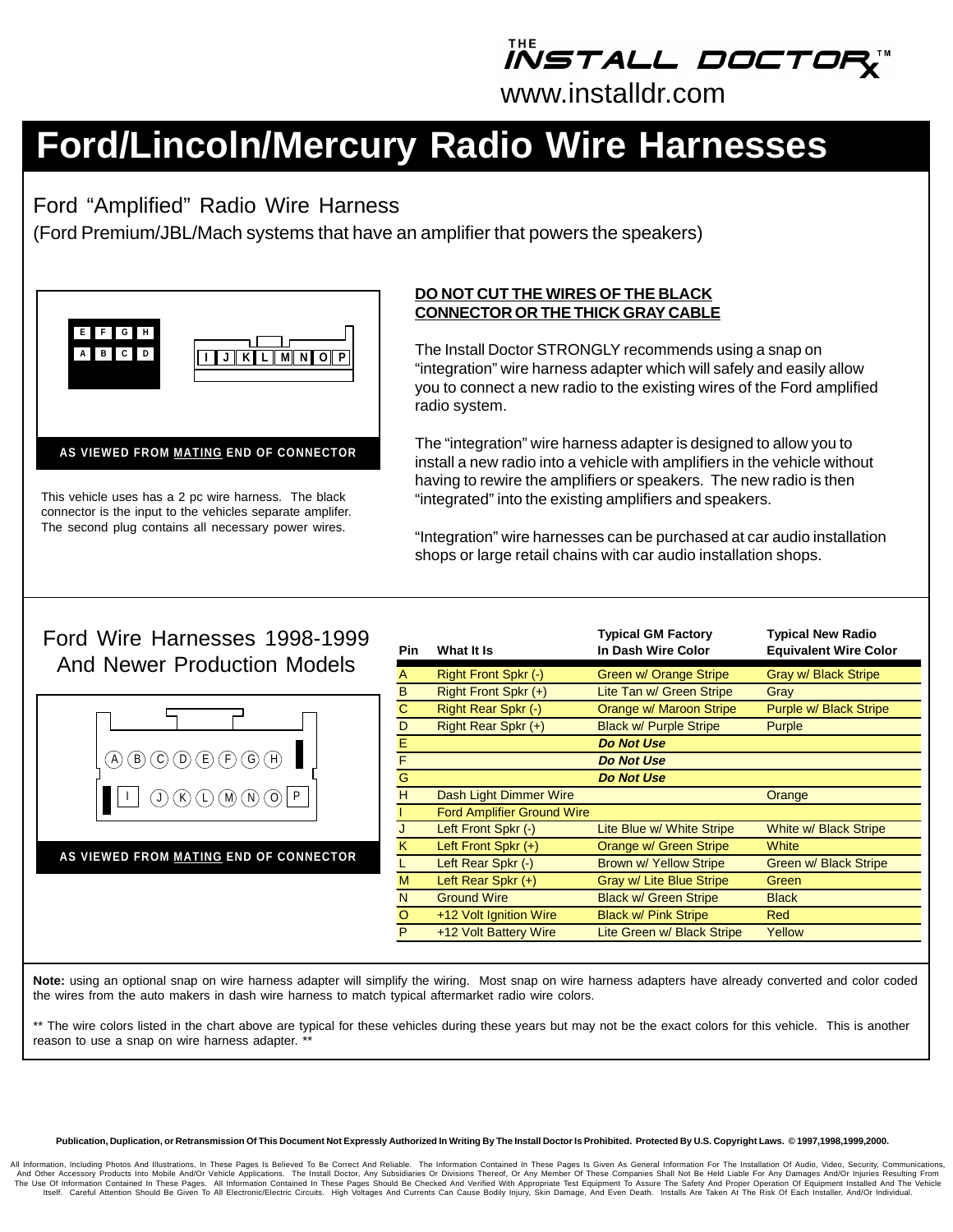THE INSTALL DOCTOR™
www.installdr.com

# Ford/Lincoln/Mercury Radio Wire Harnesses

## Ford "Amplified" Radio Wire Harness

(Ford Premium/JBL/Mach systems that have an amplifier that powers the speakers)

E F G H
A B C D

I J K L M N O P

AS VIEWED FROM MATING END OF CONNECTOR

This vehicle uses has a 2 pc wire harness. The black connector is the input to the vehicles separate amplifer. The second plug contains all necessary power wires.

**DO NOT CUT THE WIRES OF THE BLACK CONNECTOR OR THE THICK GRAY CABLE**

The Install Doctor STRONGLY recommends using a snap on "integration" wire harness adapter which will safely and easily allow you to connect a new radio to the existing wires of the Ford amplified radio system.

The "integration" wire harness adapter is designed to allow you to install a new radio into a vehicle with amplifiers in the vehicle without having to rewire the amplifiers or speakers. The new radio is then "integrated" into the existing amplifiers and speakers.

"Integration" wire harnesses can be purchased at car audio installation shops or large retail chains with car audio installation shops.

## Ford Wire Harnesses 1998-1999 And Newer Production Models

A B C D E F G H
I J K L M N O P

AS VIEWED FROM MATING END OF CONNECTOR

| Pin | What It Is | Typical GM Factory In Dash Wire Color | Typical New Radio Equivalent Wire Color |
|---|---|---|---|
| A | Right Front Spkr (-) | Green w/ Orange Stripe | Gray w/ Black Stripe |
| B | Right Front Spkr (+) | Lite Tan w/ Green Stripe | Gray |
| C | Right Rear Spkr (-) | Orange w/ Maroon Stripe | Purple w/ Black Stripe |
| D | Right Rear Spkr (+) | Black w/ Purple Stripe | Purple |
| E | | ***Do Not Use*** | |
| F | | ***Do Not Use*** | |
| G | | ***Do Not Use*** | |
| H | Dash Light Dimmer Wire | | Orange |
| I | Ford Amplifier Ground Wire | | |
| J | Left Front Spkr (-) | Lite Blue w/ White Stripe | White w/ Black Stripe |
| K | Left Front Spkr (+) | Orange w/ Green Stripe | White |
| L | Left Rear Spkr (-) | Brown w/ Yellow Stripe | Green w/ Black Stripe |
| M | Left Rear Spkr (+) | Gray w/ Lite Blue Stripe | Green |
| N | Ground Wire | Black w/ Green Stripe | Black |
| O | +12 Volt Ignition Wire | Black w/ Pink Stripe | Red |
| P | +12 Volt Battery Wire | Lite Green w/ Black Stripe | Yellow |

**Note:** using an optional snap on wire harness adapter will simplify the wiring. Most snap on wire harness adapters have already converted and color coded the wires from the auto makers in dash wire harness to match typical aftermarket radio wire colors.

** The wire colors listed in the chart above are typical for these vehicles during these years but may not be the exact colors for this vehicle. This is another reason to use a snap on wire harness adapter. **

**Publication, Duplication, or Retransmission Of This Document Not Expressly Authorized In Writing By The Install Doctor Is Prohibited. Protected By U.S. Copyright Laws. © 1997,1998,1999,2000.**

All Information, Including Photos And Illustrations, In These Pages Is Believed To Be Correct And Reliable. The Information Contained In These Pages Is Given As General Information For The Installation Of Audio, Video, Security, Communications, And Other Accessory Products Into Mobile And/Or Vehicle Applications. The Install Doctor, Any Subsidiaries Or Divisions Thereof, Or Any Member Of These Companies Shall Not Be Held Liable For Any Damages And/Or Injuries Resulting From The Use Of Information Contained In These Pages. All Information Contained In These Pages Should Be Checked And Verified With Appropriate Test Equipment To Assure The Safety And Proper Operation Of Equipment Installed And The Vehicle Itself. Careful Attention Should Be Given To All Electronic/Electric Circuits. High Voltages And Currents Can Cause Bodily Injury, Skin Damage, And Even Death. Installs Are Taken At The Risk Of Each Installer, And/Or Individual.